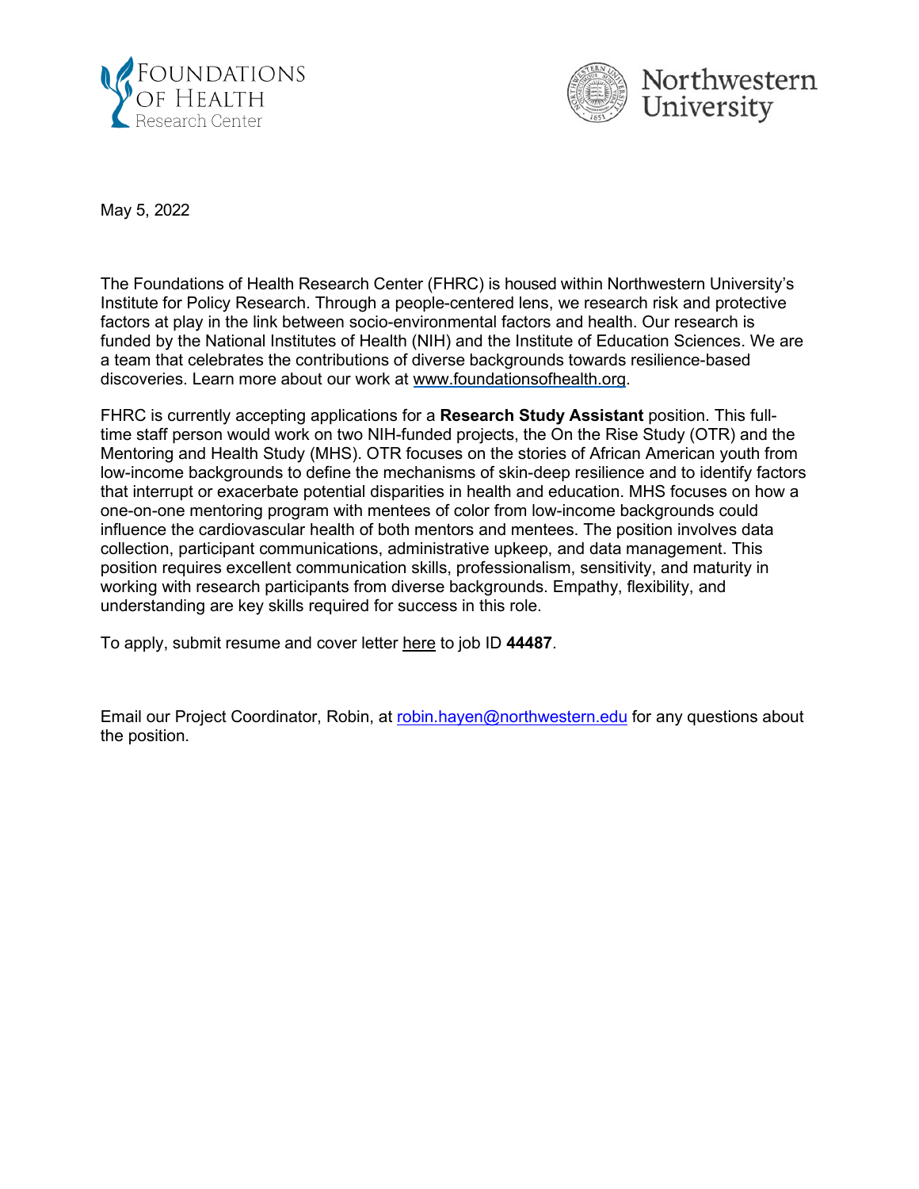May 5, 2022

The Foundations of Health Research Center (FHRC) is housed within Northwestern University's Institute for Policy Research. Through a people-centered lens, we research risk and protective factors at play in the link between socio-environmental factors and health. Our research is funded by the National Institutes of Health (NIH) and the Institute of Education Sciences. We are a team that celebrates the contributions of diverse backgrounds towards resilience-based discoveries. Learn more about our work at www.foundationsofhealth.org.

FHRC is currently accepting applications for a **Research Study Assistant** position. This full-time staff person would work on two NIH-funded projects, the On the Rise Study (OTR) and the Mentoring and Health Study (MHS). OTR focuses on the stories of African American youth from low-income backgrounds to define the mechanisms of skin-deep resilience and to identify factors that interrupt or exacerbate potential disparities in health and education. MHS focuses on how a one-on-one mentoring program with mentees of color from low-income backgrounds could influence the cardiovascular health of both mentors and mentees. The position involves data collection, participant communications, administrative upkeep, and data management. This position requires excellent communication skills, professionalism, sensitivity, and maturity in working with research participants from diverse backgrounds. Empathy, flexibility, and understanding are key skills required for success in this role.

To apply, submit resume and cover letter here to job ID **44487**.

Email our Project Coordinator, Robin, at robin.hayen@northwestern.edu for any questions about the position.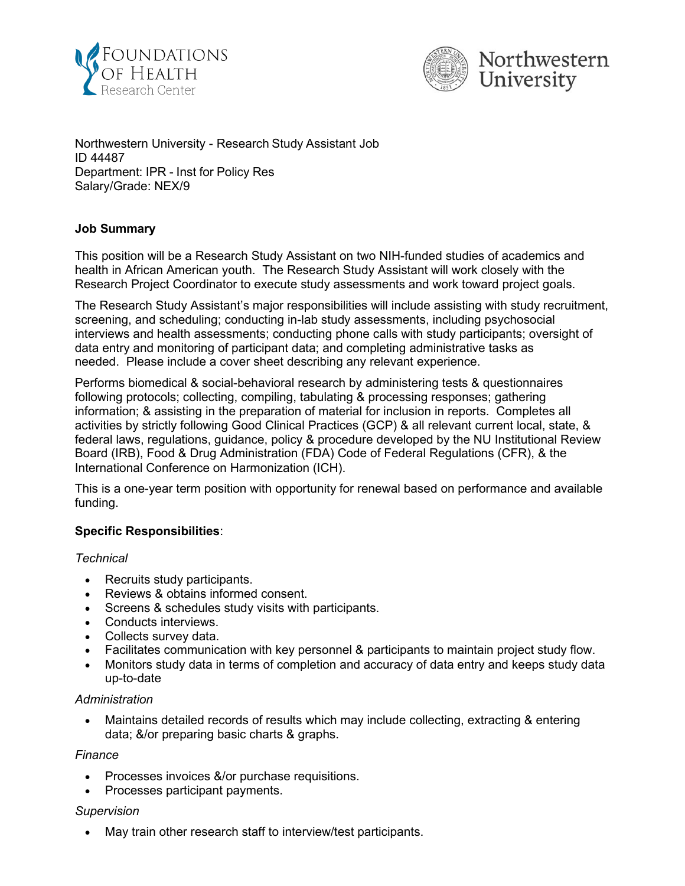Northwestern University - Research Study Assistant Job
ID 44487
Department: IPR - Inst for Policy Res
Salary/Grade: NEX/9

**Job Summary**

This position will be a Research Study Assistant on two NIH-funded studies of academics and health in African American youth. The Research Study Assistant will work closely with the Research Project Coordinator to execute study assessments and work toward project goals.

The Research Study Assistant's major responsibilities will include assisting with study recruitment, screening, and scheduling; conducting in-lab study assessments, including psychosocial interviews and health assessments; conducting phone calls with study participants; oversight of data entry and monitoring of participant data; and completing administrative tasks as needed. Please include a cover sheet describing any relevant experience.

Performs biomedical & social-behavioral research by administering tests & questionnaires following protocols; collecting, compiling, tabulating & processing responses; gathering information; & assisting in the preparation of material for inclusion in reports. Completes all activities by strictly following Good Clinical Practices (GCP) & all relevant current local, state, & federal laws, regulations, guidance, policy & procedure developed by the NU Institutional Review Board (IRB), Food & Drug Administration (FDA) Code of Federal Regulations (CFR), & the International Conference on Harmonization (ICH).

This is a one-year term position with opportunity for renewal based on performance and available funding.

**Specific Responsibilities**:

*Technical*

- Recruits study participants.
- Reviews & obtains informed consent.
- Screens & schedules study visits with participants.
- Conducts interviews.
- Collects survey data.
- Facilitates communication with key personnel & participants to maintain project study flow.
- Monitors study data in terms of completion and accuracy of data entry and keeps study data up-to-date

*Administration*

- Maintains detailed records of results which may include collecting, extracting & entering data; &/or preparing basic charts & graphs.

*Finance*

- Processes invoices &/or purchase requisitions.
- Processes participant payments.

*Supervision*

- May train other research staff to interview/test participants.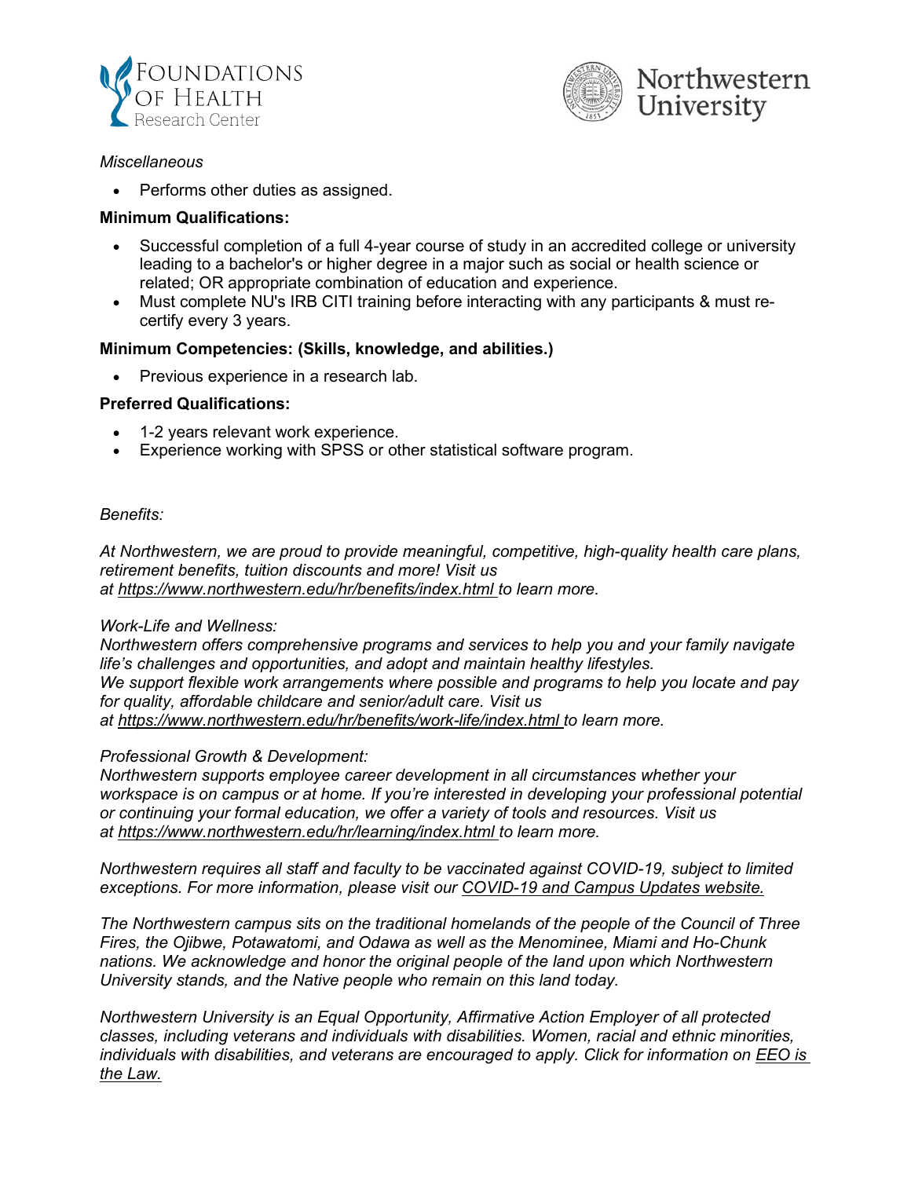*Miscellaneous*

- Performs other duties as assigned.

**Minimum Qualifications:**

- Successful completion of a full 4-year course of study in an accredited college or university leading to a bachelor's or higher degree in a major such as social or health science or related; OR appropriate combination of education and experience.
- Must complete NU's IRB CITI training before interacting with any participants & must re-certify every 3 years.

**Minimum Competencies: (Skills, knowledge, and abilities.)**

- Previous experience in a research lab.

**Preferred Qualifications:**

- 1-2 years relevant work experience.
- Experience working with SPSS or other statistical software program.

*Benefits:*

*At Northwestern, we are proud to provide meaningful, competitive, high-quality health care plans, retirement benefits, tuition discounts and more! Visit us at [https://www.northwestern.edu/hr/benefits/index.html](https://www.northwestern.edu/hr/benefits/index.html) to learn more.*

*Work-Life and Wellness:*
*Northwestern offers comprehensive programs and services to help you and your family navigate life's challenges and opportunities, and adopt and maintain healthy lifestyles.*
*We support flexible work arrangements where possible and programs to help you locate and pay for quality, affordable childcare and senior/adult care. Visit us at [https://www.northwestern.edu/hr/benefits/work-life/index.html](https://www.northwestern.edu/hr/benefits/work-life/index.html) to learn more.*

*Professional Growth & Development:*
*Northwestern supports employee career development in all circumstances whether your workspace is on campus or at home. If you're interested in developing your professional potential or continuing your formal education, we offer a variety of tools and resources. Visit us at [https://www.northwestern.edu/hr/learning/index.html](https://www.northwestern.edu/hr/learning/index.html) to learn more.*

*Northwestern requires all staff and faculty to be vaccinated against COVID-19, subject to limited exceptions. For more information, please visit our COVID-19 and Campus Updates website.*

*The Northwestern campus sits on the traditional homelands of the people of the Council of Three Fires, the Ojibwe, Potawatomi, and Odawa as well as the Menominee, Miami and Ho-Chunk nations. We acknowledge and honor the original people of the land upon which Northwestern University stands, and the Native people who remain on this land today.*

*Northwestern University is an Equal Opportunity, Affirmative Action Employer of all protected classes, including veterans and individuals with disabilities. Women, racial and ethnic minorities, individuals with disabilities, and veterans are encouraged to apply. Click for information on EEO is the Law.*